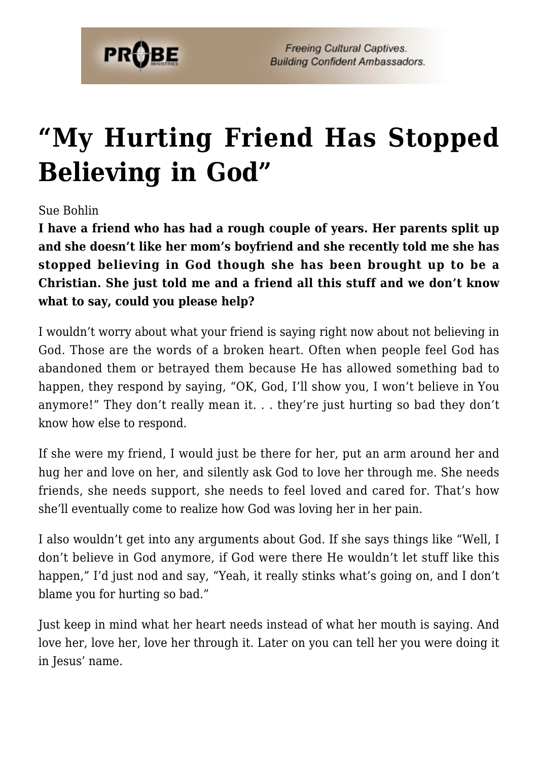# “My Hurting Friend Has Stopped Believing in God”

Sue Bohlin

**I have a friend who has had a rough couple of years. Her parents split up and she doesn’t like her mom’s boyfriend and she recently told me she has stopped believing in God though she has been brought up to be a Christian. She just told me and a friend all this stuff and we don’t know what to say, could you please help?**

I wouldn’t worry about what your friend is saying right now about not believing in God. Those are the words of a broken heart. Often when people feel God has abandoned them or betrayed them because He has allowed something bad to happen, they respond by saying, “OK, God, I’ll show you, I won’t believe in You anymore!” They don’t really mean it. . . they’re just hurting so bad they don’t know how else to respond.

If she were my friend, I would just be there for her, put an arm around her and hug her and love on her, and silently ask God to love her through me. She needs friends, she needs support, she needs to feel loved and cared for. That’s how she’ll eventually come to realize how God was loving her in her pain.

I also wouldn’t get into any arguments about God. If she says things like “Well, I don’t believe in God anymore, if God were there He wouldn’t let stuff like this happen,” I’d just nod and say, “Yeah, it really stinks what’s going on, and I don’t blame you for hurting so bad.”

Just keep in mind what her heart needs instead of what her mouth is saying. And love her, love her, love her through it. Later on you can tell her you were doing it in Jesus’ name.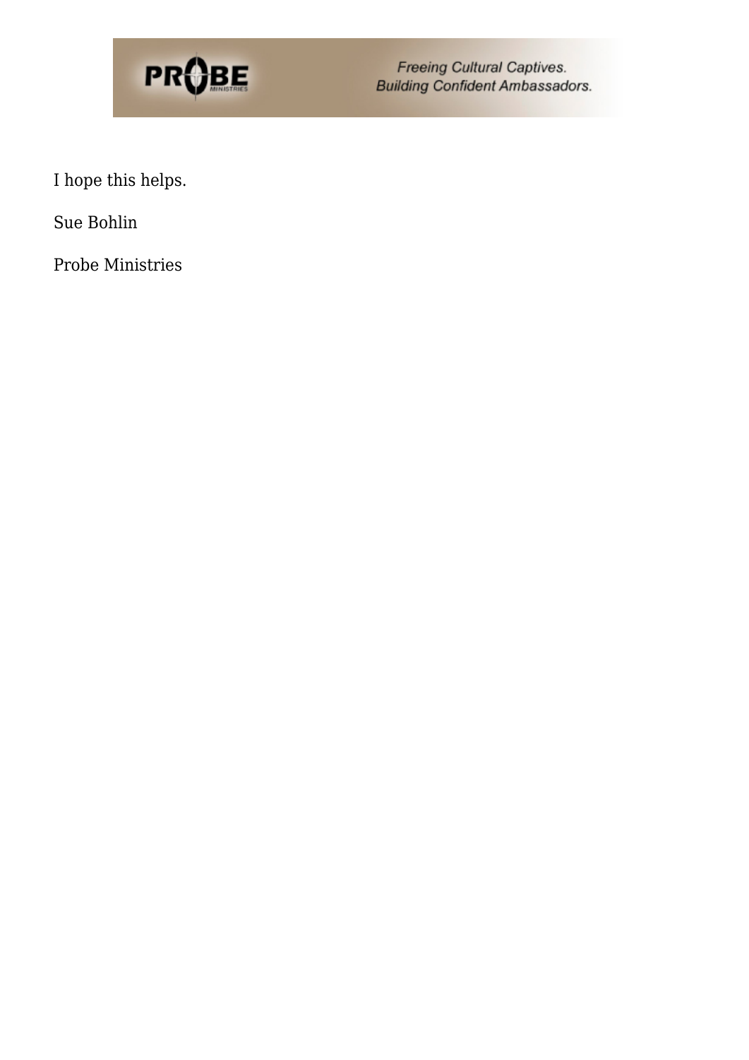I hope this helps.

Sue Bohlin

Probe Ministries